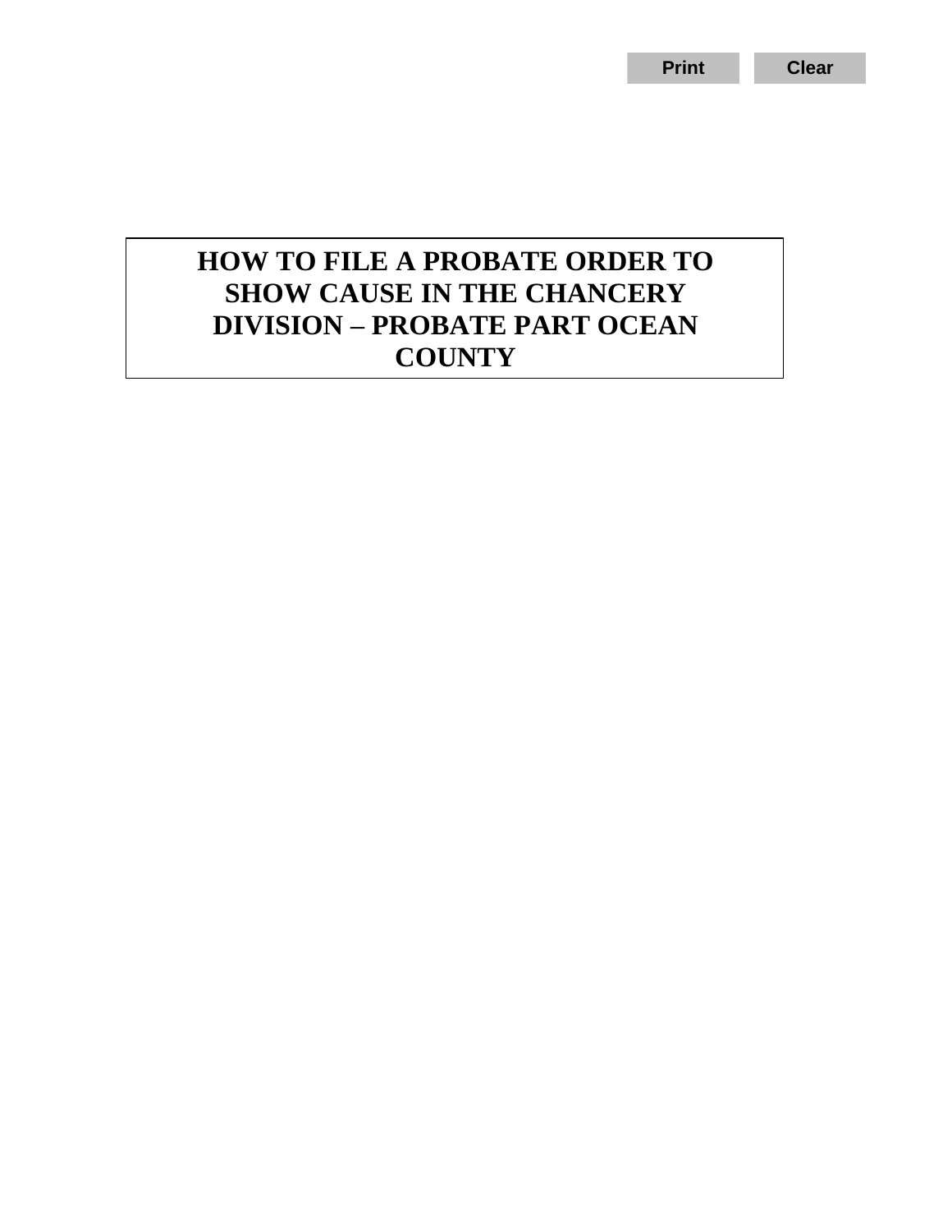# HOW TO FILE A PROBATE ORDER TO SHOW CAUSE IN THE CHANCERY DIVISION – PROBATE PART OCEAN COUNTY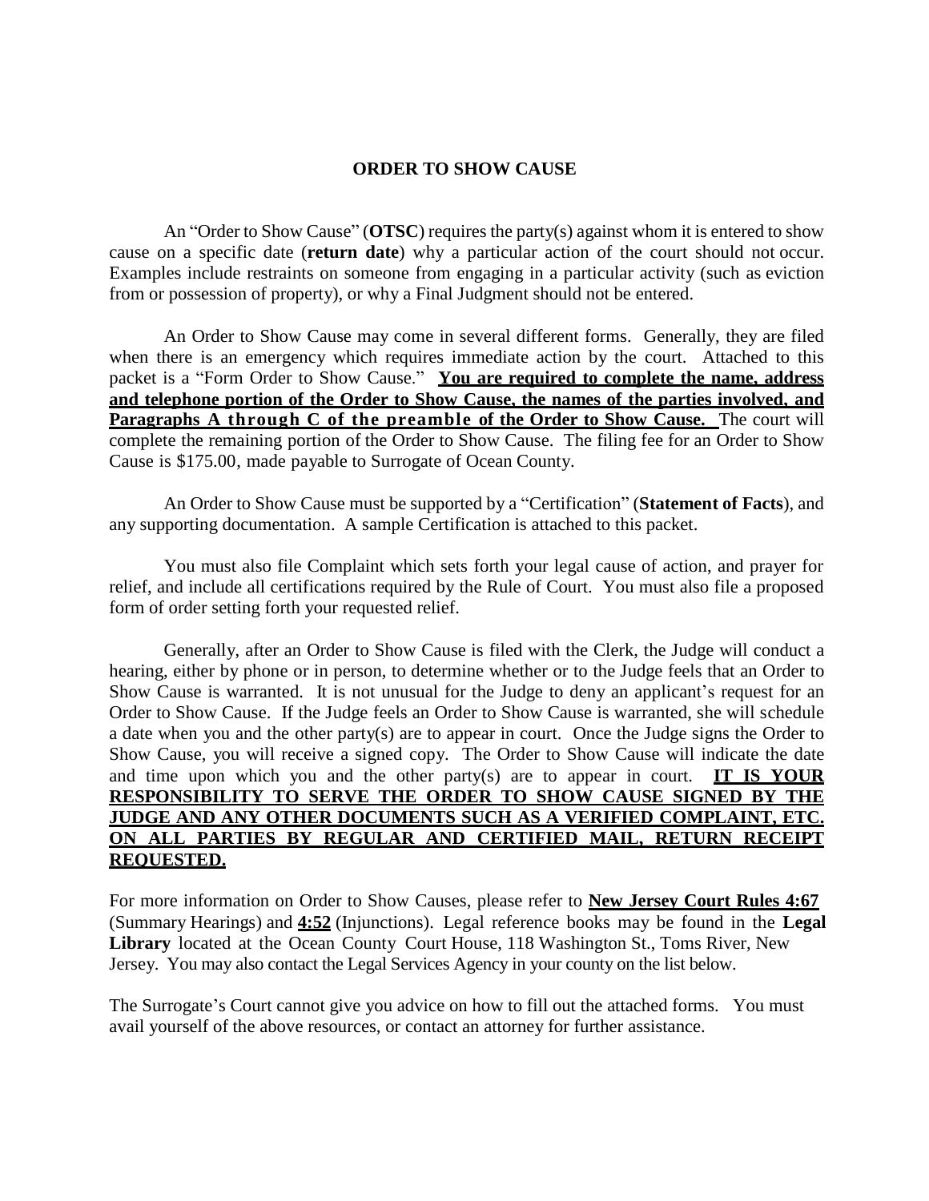# ORDER TO SHOW CAUSE

An "Order to Show Cause" (**OTSC**) requires the party(s) against whom it is entered to show cause on a specific date (**return date**) why a particular action of the court should not occur. Examples include restraints on someone from engaging in a particular activity (such as eviction from or possession of property), or why a Final Judgment should not be entered.

An Order to Show Cause may come in several different forms. Generally, they are filed when there is an emergency which requires immediate action by the court. Attached to this packet is a "Form Order to Show Cause." **You are required to complete the name, address and telephone portion of the Order to Show Cause, the names of the parties involved, and Paragraphs A through C of the preamble of the Order to Show Cause.** The court will complete the remaining portion of the Order to Show Cause. The filing fee for an Order to Show Cause is $175.00, made payable to Surrogate of Ocean County.

An Order to Show Cause must be supported by a "Certification" (**Statement of Facts**), and any supporting documentation. A sample Certification is attached to this packet.

You must also file Complaint which sets forth your legal cause of action, and prayer for relief, and include all certifications required by the Rule of Court. You must also file a proposed form of order setting forth your requested relief.

Generally, after an Order to Show Cause is filed with the Clerk, the Judge will conduct a hearing, either by phone or in person, to determine whether or to the Judge feels that an Order to Show Cause is warranted. It is not unusual for the Judge to deny an applicant's request for an Order to Show Cause. If the Judge feels an Order to Show Cause is warranted, she will schedule a date when you and the other party(s) are to appear in court. Once the Judge signs the Order to Show Cause, you will receive a signed copy. The Order to Show Cause will indicate the date and time upon which you and the other party(s) are to appear in court. **IT IS YOUR RESPONSIBILITY TO SERVE THE ORDER TO SHOW CAUSE SIGNED BY THE JUDGE AND ANY OTHER DOCUMENTS SUCH AS A VERIFIED COMPLAINT, ETC. ON ALL PARTIES BY REGULAR AND CERTIFIED MAIL, RETURN RECEIPT REQUESTED.**

For more information on Order to Show Causes, please refer to **New Jersey Court Rules 4:67** (Summary Hearings) and **4:52** (Injunctions). Legal reference books may be found in the **Legal Library** located at the Ocean County Court House, 118 Washington St., Toms River, New Jersey. You may also contact the Legal Services Agency in your county on the list below.

The Surrogate's Court cannot give you advice on how to fill out the attached forms. You must avail yourself of the above resources, or contact an attorney for further assistance.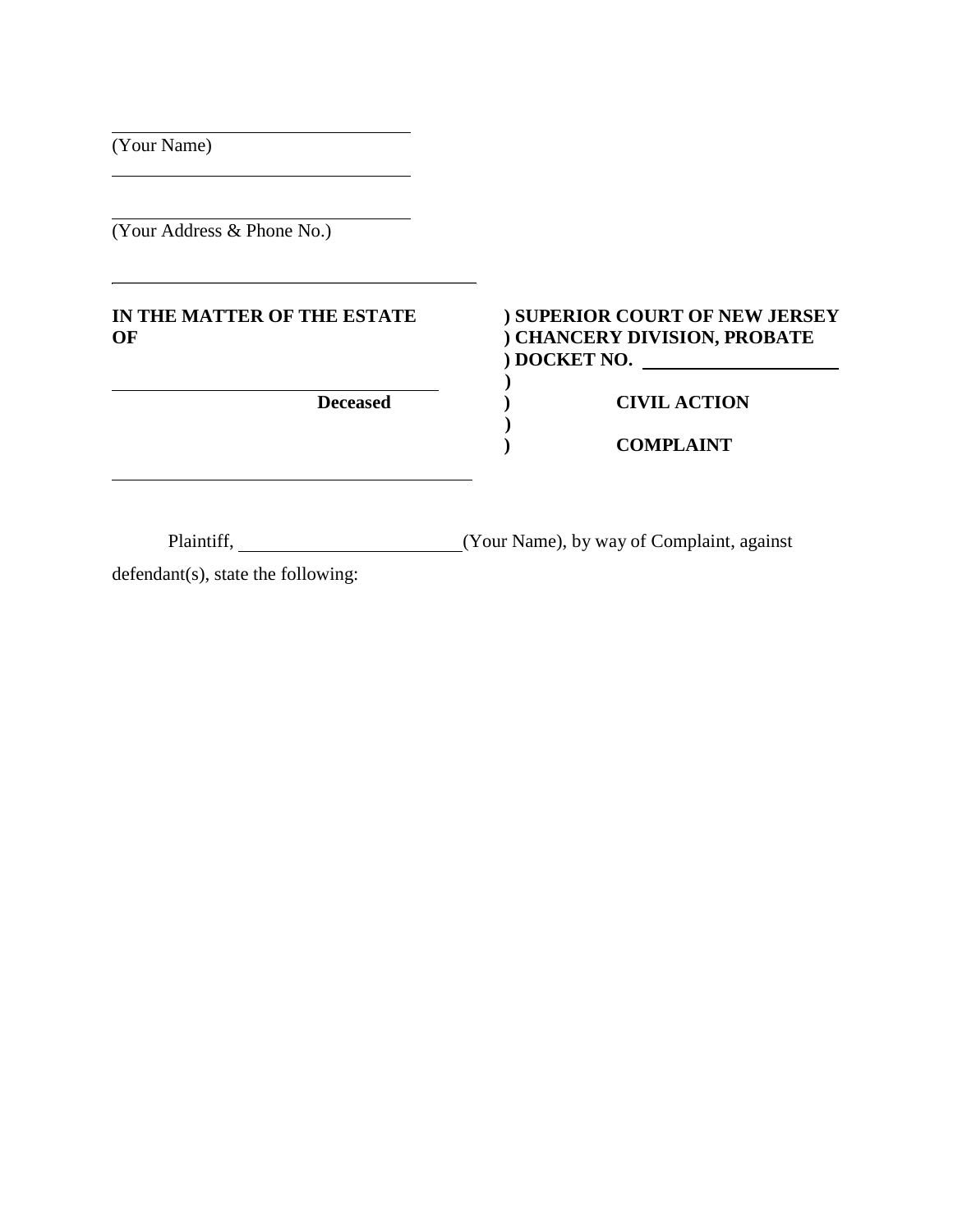\_\_\_\_\_\_\_\_\_\_\_\_\_\_\_\_\_\_\_\_\_\_\_\_\_\_\_\_\_\_
(Your Name)

\_\_\_\_\_\_\_\_\_\_\_\_\_\_\_\_\_\_\_\_\_\_\_\_\_\_\_\_\_\_

\_\_\_\_\_\_\_\_\_\_\_\_\_\_\_\_\_\_\_\_\_\_\_\_\_\_\_\_\_\_
(Your Address & Phone No.)

\_\_\_\_\_\_\_\_\_\_\_\_\_\_\_\_\_\_\_\_\_\_\_\_\_\_\_\_\_\_\_\_\_\_\_\_

| | |
|---|---|
| **IN THE MATTER OF THE ESTATE OF** | **) SUPERIOR COURT OF NEW JERSEY** |
| | **) CHANCERY DIVISION, PROBATE** |
| | **) DOCKET NO. \_\_\_\_\_\_\_\_\_\_\_\_\_\_\_\_\_\_\_\_** |
| \_\_\_\_\_\_\_\_\_\_\_\_\_\_\_\_\_\_\_\_\_\_\_\_\_\_\_\_\_\_\_\_\_\_ | **)** |
| **Deceased** | **) CIVIL ACTION** |
| | **)** |
| | **) COMPLAINT** |

\_\_\_\_\_\_\_\_\_\_\_\_\_\_\_\_\_\_\_\_\_\_\_\_\_\_\_\_\_\_\_\_\_\_\_\_

Plaintiff, \_\_\_\_\_\_\_\_\_\_\_\_\_\_\_\_\_\_\_\_\_\_\_\_(Your Name), by way of Complaint, against defendant(s), state the following: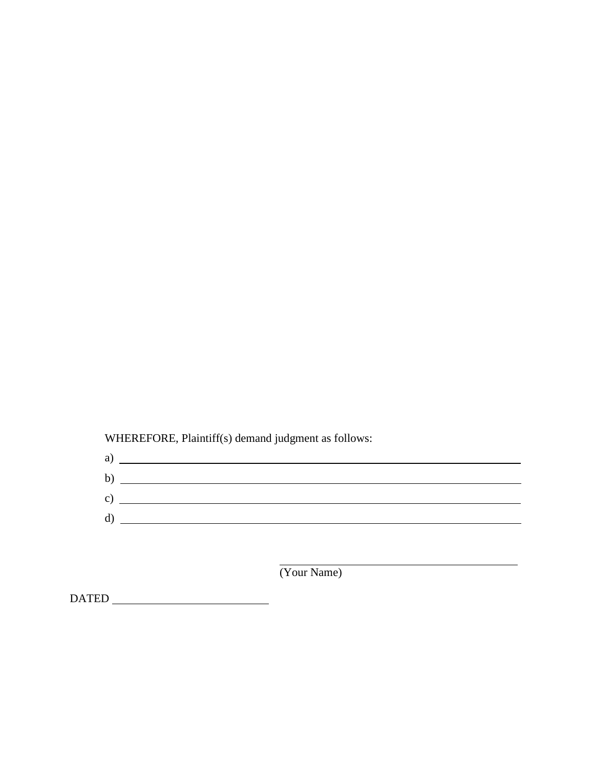WHEREFORE, Plaintiff(s) demand judgment as follows:

a) ______________________________________________

b) ______________________________________________

c) ______________________________________________

d) ______________________________________________

______________________________
(Your Name)

DATED ____________________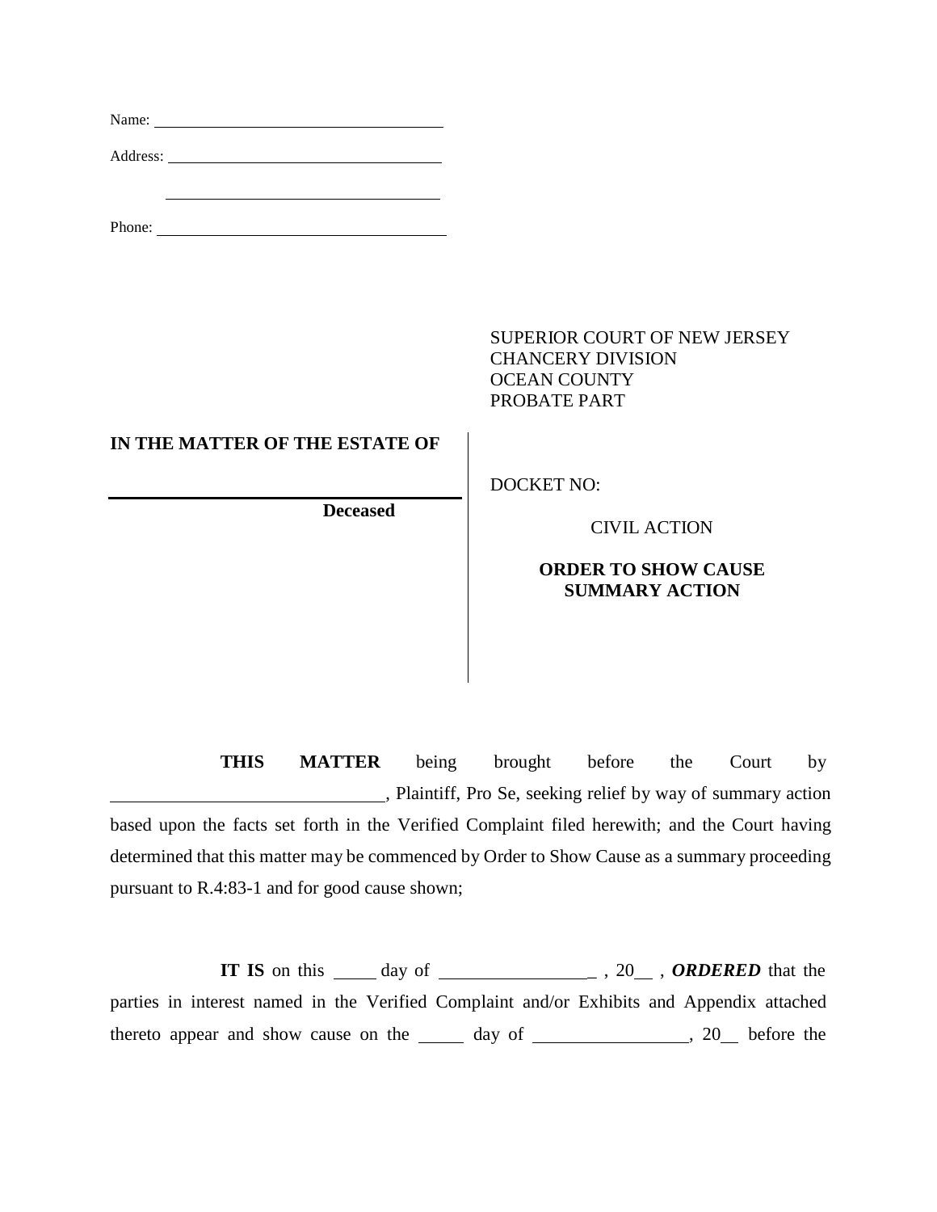Name: ____________________________________

Address: __________________________________

__________________________________

Phone: ____________________________________

SUPERIOR COURT OF NEW JERSEY
CHANCERY DIVISION
OCEAN COUNTY
PROBATE PART

**IN THE MATTER OF THE ESTATE OF**

______________________________________

**Deceased**

DOCKET NO:

CIVIL ACTION

**ORDER TO SHOW CAUSE**
**SUMMARY ACTION**

**THIS MATTER** being brought before the Court by ______________________________, Plaintiff, Pro Se, seeking relief by way of summary action based upon the facts set forth in the Verified Complaint filed herewith; and the Court having determined that this matter may be commenced by Order to Show Cause as a summary proceeding pursuant to R.4:83-1 and for good cause shown;

**IT IS** on this _____ day of _________________ , 20__ , ***ORDERED*** that the parties in interest named in the Verified Complaint and/or Exhibits and Appendix attached thereto appear and show cause on the _____ day of _________________, 20__ before the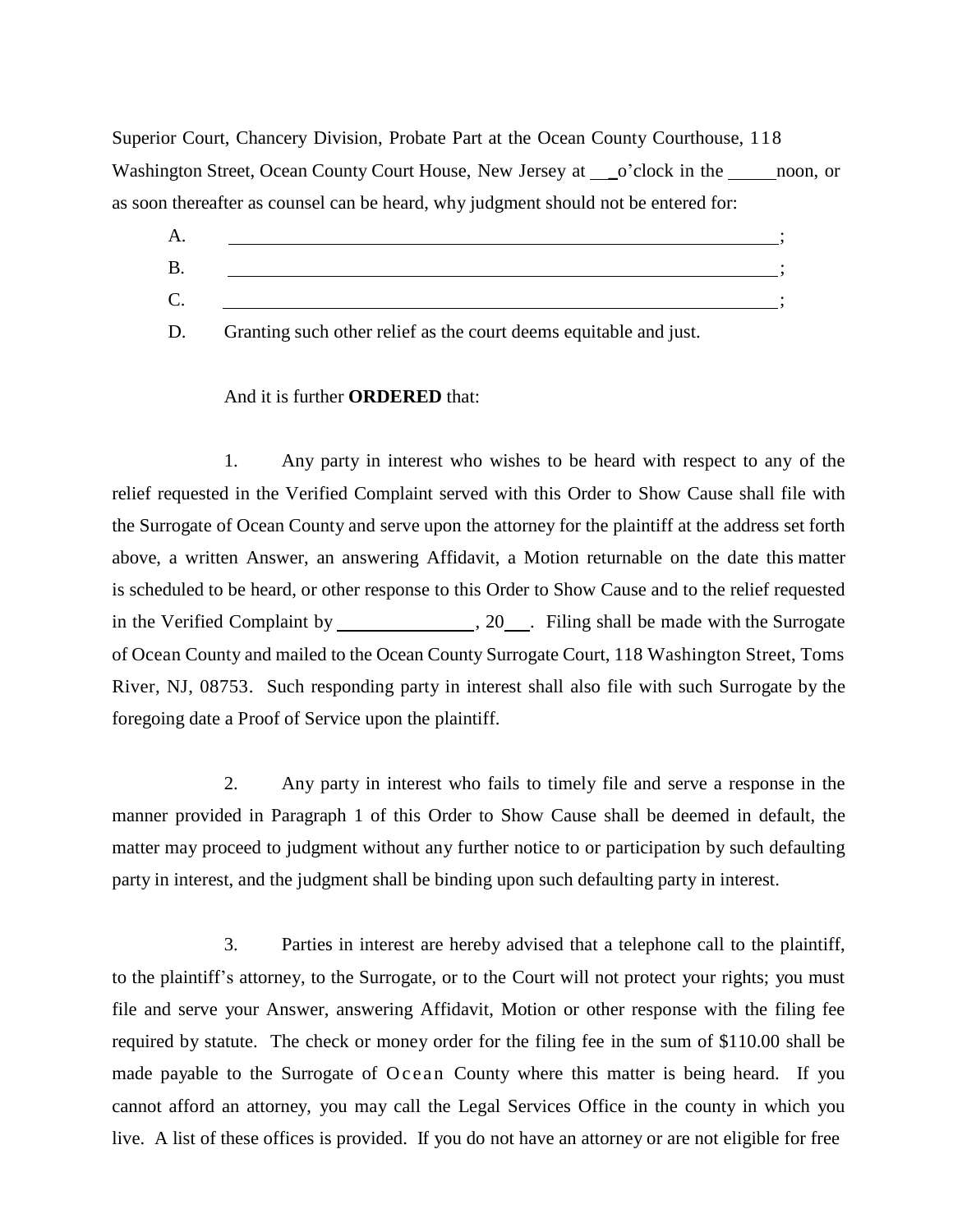Superior Court, Chancery Division, Probate Part at the Ocean County Courthouse, 118 Washington Street, Ocean County Court House, New Jersey at ___o'clock in the _____noon, or as soon thereafter as counsel can be heard, why judgment should not be entered for:

A. ______________________________________________________________;

B. ______________________________________________________________;

C. ______________________________________________________________;

D. Granting such other relief as the court deems equitable and just.

And it is further **ORDERED** that:

1. Any party in interest who wishes to be heard with respect to any of the relief requested in the Verified Complaint served with this Order to Show Cause shall file with the Surrogate of Ocean County and serve upon the attorney for the plaintiff at the address set forth above, a written Answer, an answering Affidavit, a Motion returnable on the date this matter is scheduled to be heard, or other response to this Order to Show Cause and to the relief requested in the Verified Complaint by _______________, 20___. Filing shall be made with the Surrogate of Ocean County and mailed to the Ocean County Surrogate Court, 118 Washington Street, Toms River, NJ, 08753. Such responding party in interest shall also file with such Surrogate by the foregoing date a Proof of Service upon the plaintiff.

2. Any party in interest who fails to timely file and serve a response in the manner provided in Paragraph 1 of this Order to Show Cause shall be deemed in default, the matter may proceed to judgment without any further notice to or participation by such defaulting party in interest, and the judgment shall be binding upon such defaulting party in interest.

3. Parties in interest are hereby advised that a telephone call to the plaintiff, to the plaintiff's attorney, to the Surrogate, or to the Court will not protect your rights; you must file and serve your Answer, answering Affidavit, Motion or other response with the filing fee required by statute. The check or money order for the filing fee in the sum of $110.00 shall be made payable to the Surrogate of Ocean County where this matter is being heard. If you cannot afford an attorney, you may call the Legal Services Office in the county in which you live. A list of these offices is provided. If you do not have an attorney or are not eligible for free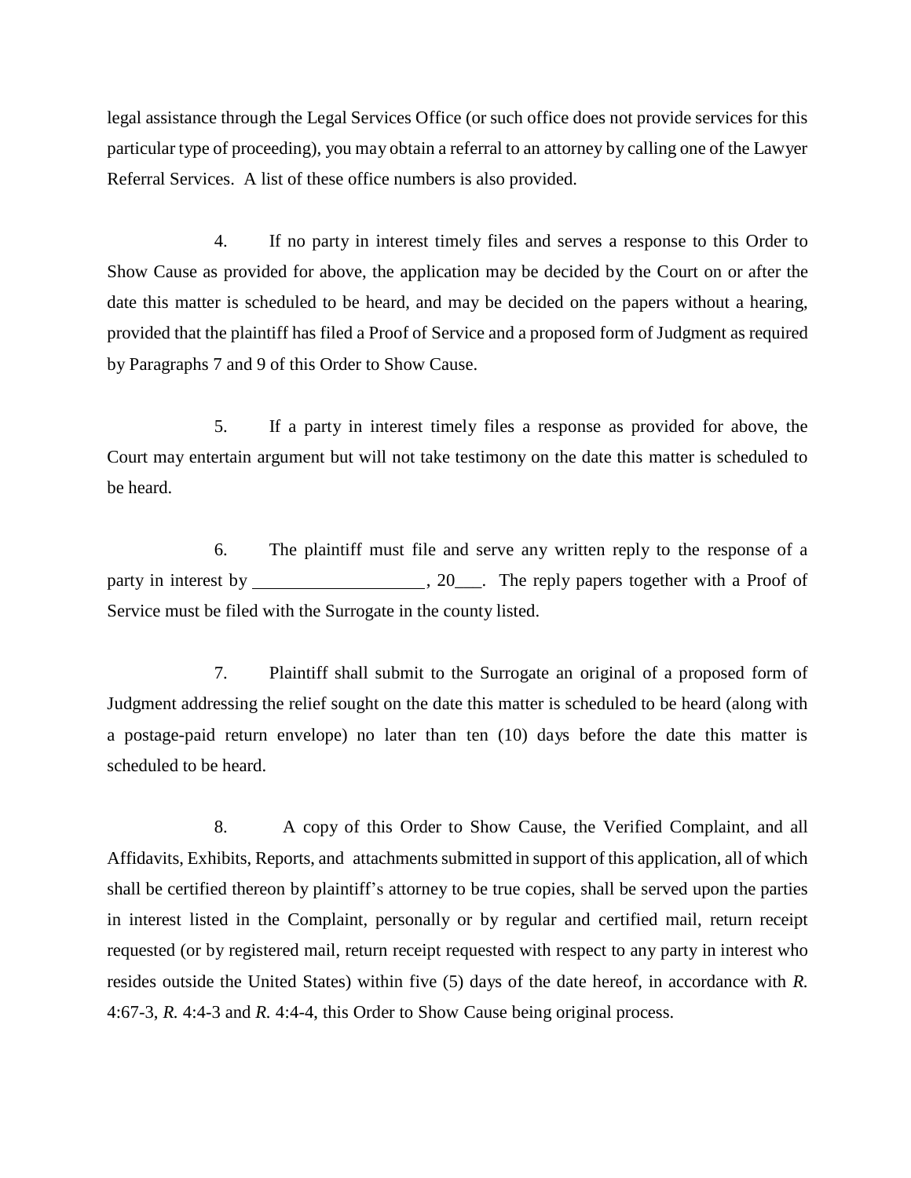legal assistance through the Legal Services Office (or such office does not provide services for this particular type of proceeding), you may obtain a referral to an attorney by calling one of the Lawyer Referral Services. A list of these office numbers is also provided.

4. If no party in interest timely files and serves a response to this Order to Show Cause as provided for above, the application may be decided by the Court on or after the date this matter is scheduled to be heard, and may be decided on the papers without a hearing, provided that the plaintiff has filed a Proof of Service and a proposed form of Judgment as required by Paragraphs 7 and 9 of this Order to Show Cause.

5. If a party in interest timely files a response as provided for above, the Court may entertain argument but will not take testimony on the date this matter is scheduled to be heard.

6. The plaintiff must file and serve any written reply to the response of a party in interest by ___________________, 20___. The reply papers together with a Proof of Service must be filed with the Surrogate in the county listed.

7. Plaintiff shall submit to the Surrogate an original of a proposed form of Judgment addressing the relief sought on the date this matter is scheduled to be heard (along with a postage-paid return envelope) no later than ten (10) days before the date this matter is scheduled to be heard.

8. A copy of this Order to Show Cause, the Verified Complaint, and all Affidavits, Exhibits, Reports, and attachments submitted in support of this application, all of which shall be certified thereon by plaintiff's attorney to be true copies, shall be served upon the parties in interest listed in the Complaint, personally or by regular and certified mail, return receipt requested (or by registered mail, return receipt requested with respect to any party in interest who resides outside the United States) within five (5) days of the date hereof, in accordance with *R.* 4:67-3, *R.* 4:4-3 and *R.* 4:4-4, this Order to Show Cause being original process.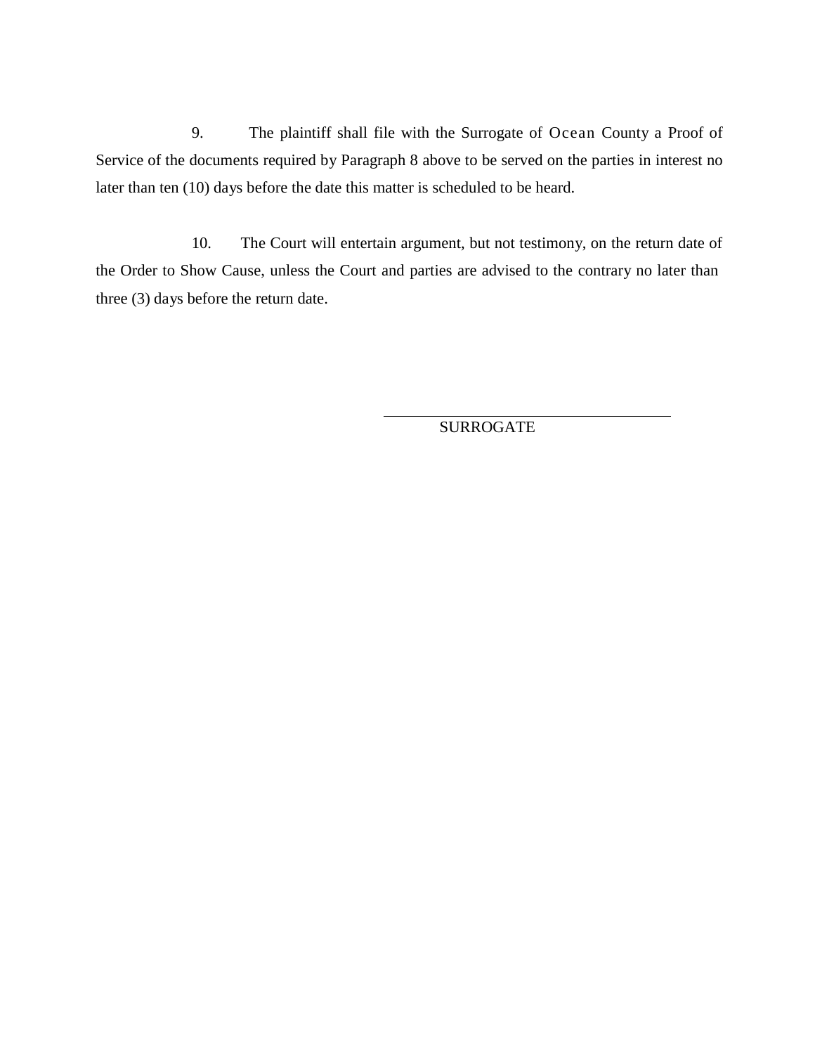9. The plaintiff shall file with the Surrogate of Ocean County a Proof of Service of the documents required by Paragraph 8 above to be served on the parties in interest no later than ten (10) days before the date this matter is scheduled to be heard.

10. The Court will entertain argument, but not testimony, on the return date of the Order to Show Cause, unless the Court and parties are advised to the contrary no later than three (3) days before the return date.

\_\_\_\_\_\_\_\_\_\_\_\_\_\_\_\_\_\_\_\_\_\_\_\_\_\_\_\_\_\_\_\_\_\_\_\_\_\_

SURROGATE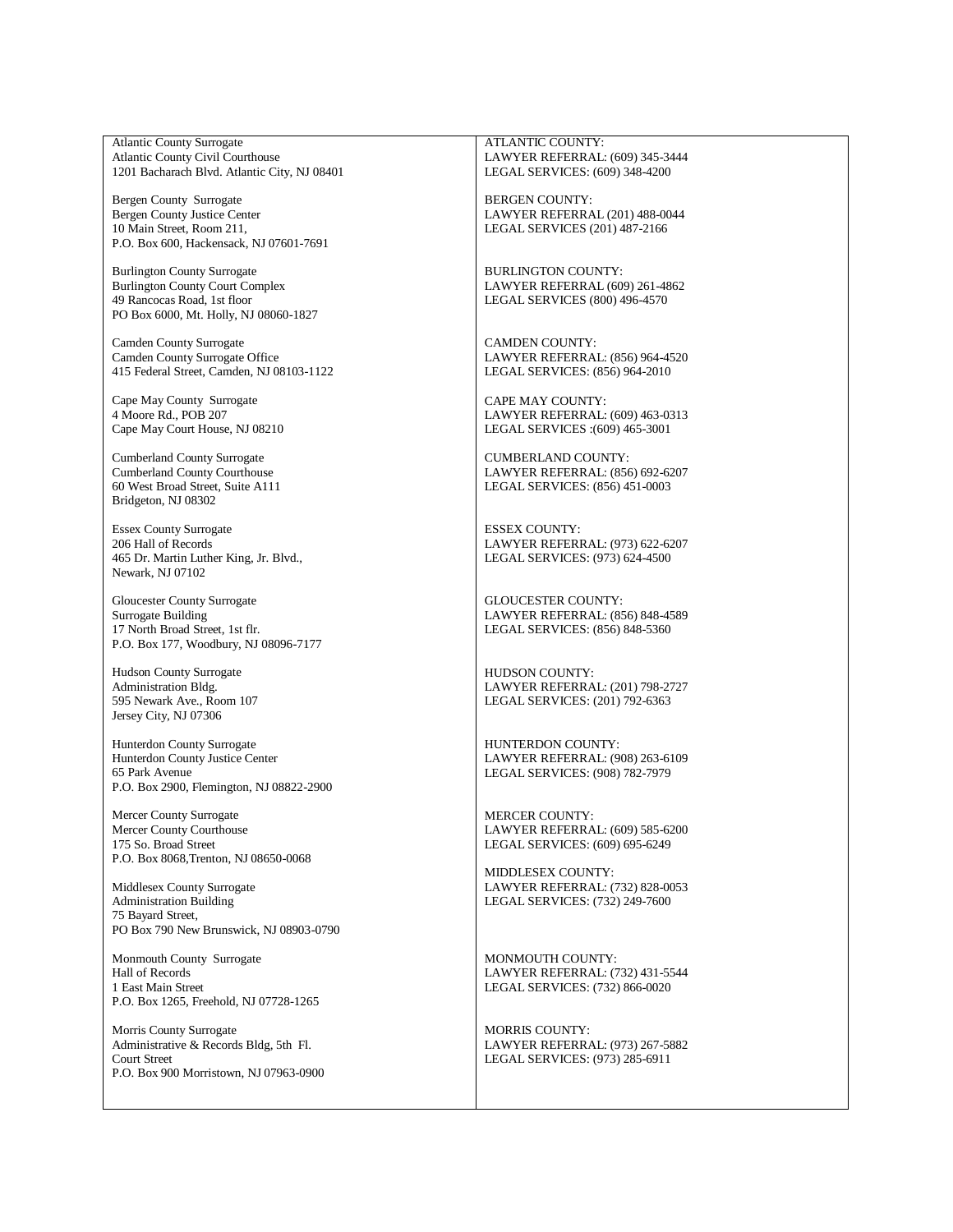| | |
|---|---|
| Atlantic County Surrogate<br>Atlantic County Civil Courthouse<br>1201 Bacharach Blvd. Atlantic City, NJ 08401 | ATLANTIC COUNTY:<br>LAWYER REFERRAL: (609) 345-3444<br>LEGAL SERVICES: (609) 348-4200 |
| Bergen County Surrogate<br>Bergen County Justice Center<br>10 Main Street, Room 211,<br>P.O. Box 600, Hackensack, NJ 07601-7691 | BERGEN COUNTY:<br>LAWYER REFERRAL (201) 488-0044<br>LEGAL SERVICES (201) 487-2166 |
| Burlington County Surrogate<br>Burlington County Court Complex<br>49 Rancocas Road, 1st floor<br>PO Box 6000, Mt. Holly, NJ 08060-1827 | BURLINGTON COUNTY:<br>LAWYER REFERRAL (609) 261-4862<br>LEGAL SERVICES (800) 496-4570 |
| Camden County Surrogate<br>Camden County Surrogate Office<br>415 Federal Street, Camden, NJ 08103-1122 | CAMDEN COUNTY:<br>LAWYER REFERRAL: (856) 964-4520<br>LEGAL SERVICES: (856) 964-2010 |
| Cape May County Surrogate<br>4 Moore Rd., POB 207<br>Cape May Court House, NJ 08210 | CAPE MAY COUNTY:<br>LAWYER REFERRAL: (609) 463-0313<br>LEGAL SERVICES :(609) 465-3001 |
| Cumberland County Surrogate<br>Cumberland County Courthouse<br>60 West Broad Street, Suite A111<br>Bridgeton, NJ 08302 | CUMBERLAND COUNTY:<br>LAWYER REFERRAL: (856) 692-6207<br>LEGAL SERVICES: (856) 451-0003 |
| Essex County Surrogate<br>206 Hall of Records<br>465 Dr. Martin Luther King, Jr. Blvd.,<br>Newark, NJ 07102 | ESSEX COUNTY:<br>LAWYER REFERRAL: (973) 622-6207<br>LEGAL SERVICES: (973) 624-4500 |
| Gloucester County Surrogate<br>Surrogate Building<br>17 North Broad Street, 1st flr.<br>P.O. Box 177, Woodbury, NJ 08096-7177 | GLOUCESTER COUNTY:<br>LAWYER REFERRAL: (856) 848-4589<br>LEGAL SERVICES: (856) 848-5360 |
| Hudson County Surrogate<br>Administration Bldg.<br>595 Newark Ave., Room 107<br>Jersey City, NJ 07306 | HUDSON COUNTY:<br>LAWYER REFERRAL: (201) 798-2727<br>LEGAL SERVICES: (201) 792-6363 |
| Hunterdon County Surrogate<br>Hunterdon County Justice Center<br>65 Park Avenue<br>P.O. Box 2900, Flemington, NJ 08822-2900 | HUNTERDON COUNTY:<br>LAWYER REFERRAL: (908) 263-6109<br>LEGAL SERVICES: (908) 782-7979 |
| Mercer County Surrogate<br>Mercer County Courthouse<br>175 So. Broad Street<br>P.O. Box 8068,Trenton, NJ 08650-0068 | MERCER COUNTY:<br>LAWYER REFERRAL: (609) 585-6200<br>LEGAL SERVICES: (609) 695-6249 |
| Middlesex County Surrogate<br>Administration Building<br>75 Bayard Street,<br>PO Box 790 New Brunswick, NJ 08903-0790 | MIDDLESEX COUNTY:<br>LAWYER REFERRAL: (732) 828-0053<br>LEGAL SERVICES: (732) 249-7600 |
| Monmouth County Surrogate<br>Hall of Records<br>1 East Main Street<br>P.O. Box 1265, Freehold, NJ 07728-1265 | MONMOUTH COUNTY:<br>LAWYER REFERRAL: (732) 431-5544<br>LEGAL SERVICES: (732) 866-0020 |
| Morris County Surrogate<br>Administrative & Records Bldg, 5th Fl.<br>Court Street<br>P.O. Box 900 Morristown, NJ 07963-0900 | MORRIS COUNTY:<br>LAWYER REFERRAL: (973) 267-5882<br>LEGAL SERVICES: (973) 285-6911 |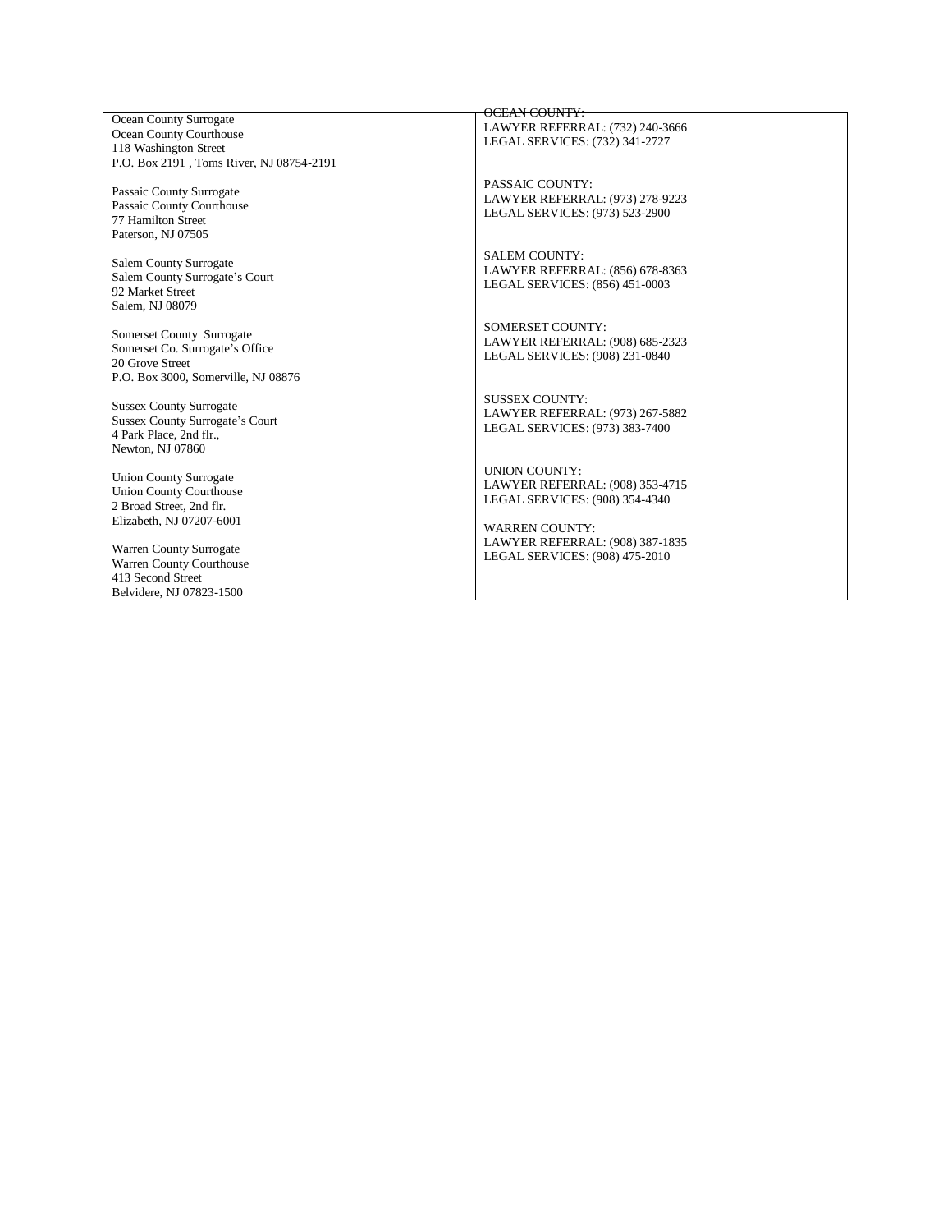| Ocean County Surrogate<br>Ocean County Courthouse<br>118 Washington Street<br>P.O. Box 2191 , Toms River, NJ 08754-2191<br><br>Passaic County Surrogate<br>Passaic County Courthouse<br>77 Hamilton Street<br>Paterson, NJ 07505<br><br>Salem County Surrogate<br>Salem County Surrogate's Court<br>92 Market Street<br>Salem, NJ 08079<br><br>Somerset County Surrogate<br>Somerset Co. Surrogate's Office<br>20 Grove Street<br>P.O. Box 3000, Somerville, NJ 08876<br><br>Sussex County Surrogate<br>Sussex County Surrogate's Court<br>4 Park Place, 2nd flr.,<br>Newton, NJ 07860<br><br>Union County Surrogate<br>Union County Courthouse<br>2 Broad Street, 2nd flr.<br>Elizabeth, NJ 07207-6001<br><br>Warren County Surrogate<br>Warren County Courthouse<br>413 Second Street<br>Belvidere, NJ 07823-1500 | OCEAN COUNTY:<br>LAWYER REFERRAL: (732) 240-3666<br>LEGAL SERVICES: (732) 341-2727<br><br>PASSAIC COUNTY:<br>LAWYER REFERRAL: (973) 278-9223<br>LEGAL SERVICES: (973) 523-2900<br><br>SALEM COUNTY:<br>LAWYER REFERRAL: (856) 678-8363<br>LEGAL SERVICES: (856) 451-0003<br><br>SOMERSET COUNTY:<br>LAWYER REFERRAL: (908) 685-2323<br>LEGAL SERVICES: (908) 231-0840<br><br>SUSSEX COUNTY:<br>LAWYER REFERRAL: (973) 267-5882<br>LEGAL SERVICES: (973) 383-7400<br><br>UNION COUNTY:<br>LAWYER REFERRAL: (908) 353-4715<br>LEGAL SERVICES: (908) 354-4340<br><br>WARREN COUNTY:<br>LAWYER REFERRAL: (908) 387-1835<br>LEGAL SERVICES: (908) 475-2010 |
|---|---|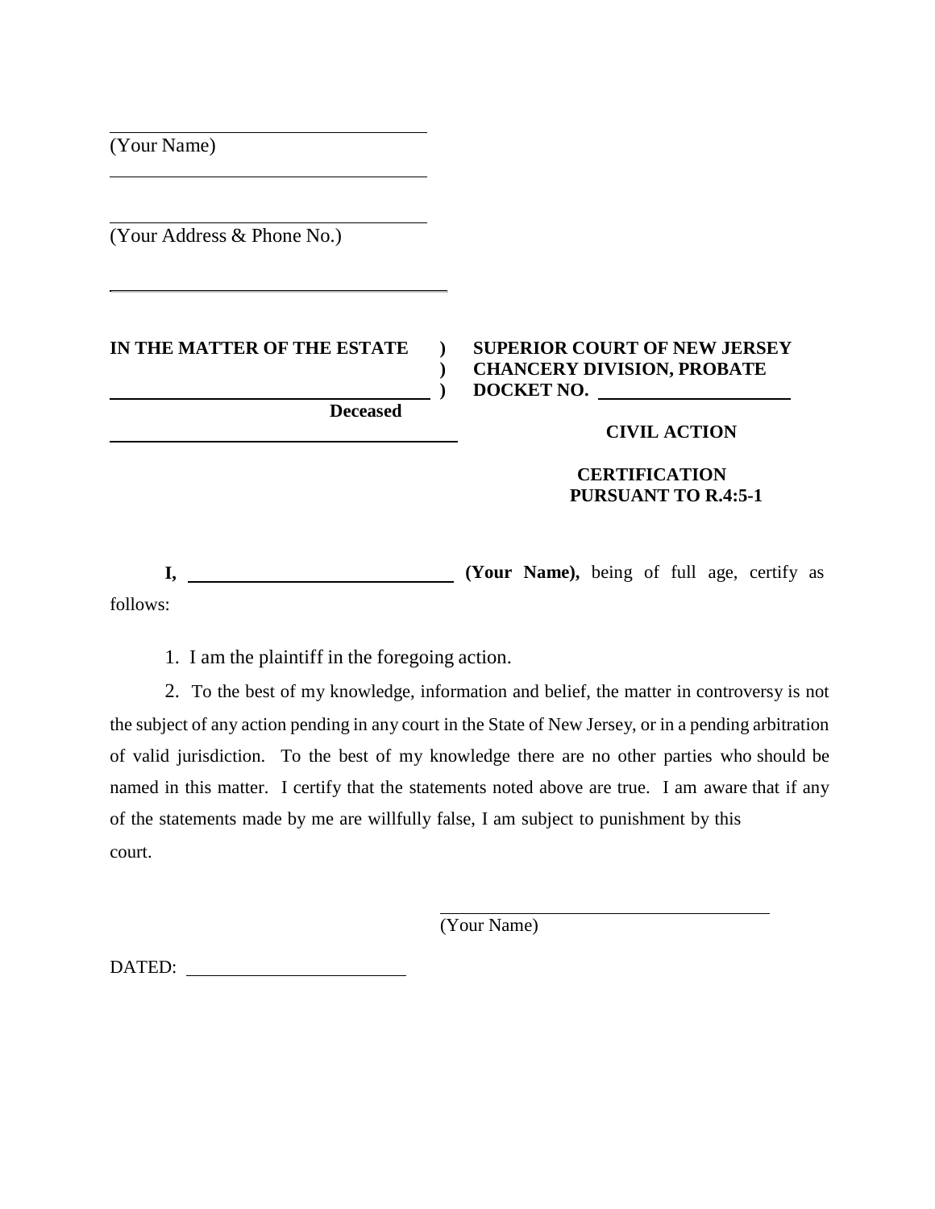\_\_\_\_\_\_\_\_\_\_\_\_\_\_\_\_\_\_\_\_\_\_\_\_\_\_\_\_\_\_\_\_
(Your Name)

\_\_\_\_\_\_\_\_\_\_\_\_\_\_\_\_\_\_\_\_\_\_\_\_\_\_\_\_\_\_\_\_

\_\_\_\_\_\_\_\_\_\_\_\_\_\_\_\_\_\_\_\_\_\_\_\_\_\_\_\_\_\_\_\_
(Your Address & Phone No.)

\_\_\_\_\_\_\_\_\_\_\_\_\_\_\_\_\_\_\_\_\_\_\_\_\_\_\_\_\_\_\_\_

| | | |
|---|---|---|
| **IN THE MATTER OF THE ESTATE** | **)** | **SUPERIOR COURT OF NEW JERSEY** |
| | **)** | **CHANCERY DIVISION, PROBATE** |
| \_\_\_\_\_\_\_\_\_\_\_\_\_\_\_\_\_\_\_\_\_\_\_\_\_\_\_\_ | **)** | **DOCKET NO.** \_\_\_\_\_\_\_\_\_\_\_\_\_\_\_\_\_\_ |
| **Deceased** | | |
| \_\_\_\_\_\_\_\_\_\_\_\_\_\_\_\_\_\_\_\_\_\_\_\_\_\_\_\_ | | **CIVIL ACTION** |
| | | **CERTIFICATION PURSUANT TO R.4:5-1** |

**I,** \_\_\_\_\_\_\_\_\_\_\_\_\_\_\_\_\_\_\_\_\_\_\_\_\_\_\_\_ **(Your Name),** being of full age, certify as follows:

1. I am the plaintiff in the foregoing action.
2. To the best of my knowledge, information and belief, the matter in controversy is not the subject of any action pending in any court in the State of New Jersey, or in a pending arbitration of valid jurisdiction. To the best of my knowledge there are no other parties who should be named in this matter. I certify that the statements noted above are true. I am aware that if any of the statements made by me are willfully false, I am subject to punishment by this court.

\_\_\_\_\_\_\_\_\_\_\_\_\_\_\_\_\_\_\_\_\_\_\_\_\_\_\_\_\_\_\_\_
(Your Name)

DATED: \_\_\_\_\_\_\_\_\_\_\_\_\_\_\_\_\_\_\_\_\_\_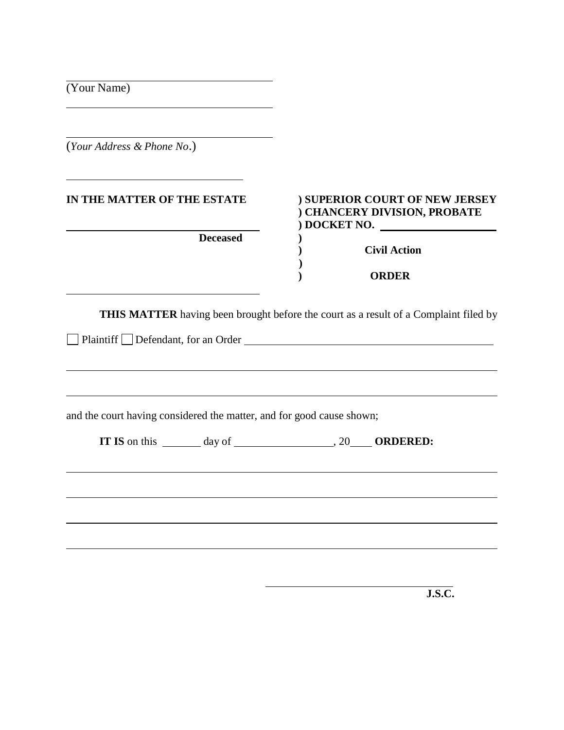______________________________
(Your Name)

______________________________

______________________________
(*Your Address & Phone No*.)

______________________________

| | |
|---|---|
| **IN THE MATTER OF THE ESTATE** | **) SUPERIOR COURT OF NEW JERSEY** |
| | **) CHANCERY DIVISION, PROBATE** |
| ______________________________ | **) DOCKET NO.** ____________________ |
| **Deceased** | **)** |
| | **) Civil Action** |
| | **)** |
| | **) ORDER** |
| ______________________________ | |

**THIS MATTER** having been brought before the court as a result of a Complaint filed by

☐ Plaintiff ☐ Defendant, for an Order ________________________________________

______________________________________________________________________________

______________________________________________________________________________

and the court having considered the matter, and for good cause shown;

**IT IS** on this _______ day of _________________, 20____ **ORDERED:**

______________________________________________________________________________

______________________________________________________________________________

______________________________________________________________________________

______________________________________________________________________________

______________________________
**J.S.C.**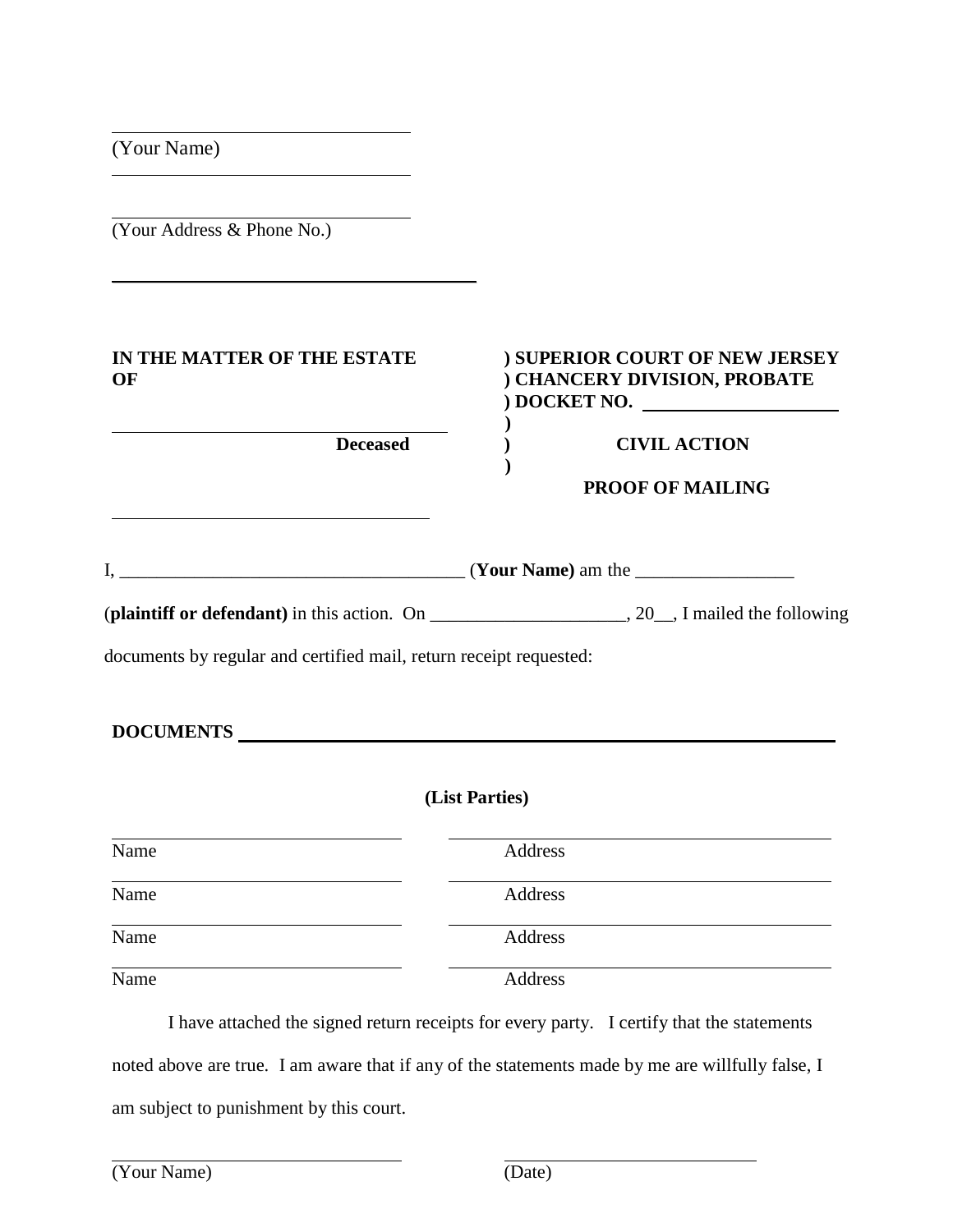\_\_\_\_\_\_\_\_\_\_\_\_\_\_\_\_\_\_\_\_\_\_\_\_\_\_\_\_\_\_\_\_

(Your Name)

\_\_\_\_\_\_\_\_\_\_\_\_\_\_\_\_\_\_\_\_\_\_\_\_\_\_\_\_\_\_\_\_

\_\_\_\_\_\_\_\_\_\_\_\_\_\_\_\_\_\_\_\_\_\_\_\_\_\_\_\_\_\_\_\_

(Your Address & Phone No.)

\_\_\_\_\_\_\_\_\_\_\_\_\_\_\_\_\_\_\_\_\_\_\_\_\_\_\_\_\_\_\_\_\_\_\_\_\_\_\_

| | |
|---|---|
| **IN THE MATTER OF THE ESTATE OF** | **) SUPERIOR COURT OF NEW JERSEY** |
| | **) CHANCERY DIVISION, PROBATE** |
| | **) DOCKET NO.** \_\_\_\_\_\_\_\_\_\_\_\_\_\_\_\_\_\_\_\_ |
| \_\_\_\_\_\_\_\_\_\_\_\_\_\_\_\_\_\_\_\_\_\_\_\_\_\_\_\_\_\_\_\_\_\_\_\_ | **)** |
| **Deceased** | **) CIVIL ACTION** |
| | **)** |
| | **PROOF OF MAILING** |

\_\_\_\_\_\_\_\_\_\_\_\_\_\_\_\_\_\_\_\_\_\_\_\_\_\_\_\_\_\_\_\_\_\_\_\_

I, \_\_\_\_\_\_\_\_\_\_\_\_\_\_\_\_\_\_\_\_\_\_\_\_\_\_\_\_\_\_\_\_\_\_\_\_\_\_ (**Your Name)** am the \_\_\_\_\_\_\_\_\_\_\_\_\_\_\_\_\_ (**plaintiff or defendant)** in this action. On \_\_\_\_\_\_\_\_\_\_\_\_\_\_\_\_\_\_\_\_\_, 20\_\_, I mailed the following documents by regular and certified mail, return receipt requested:

**DOCUMENTS** \_\_\_\_\_\_\_\_\_\_\_\_\_\_\_\_\_\_\_\_\_\_\_\_\_\_\_\_\_\_\_\_\_\_\_\_\_\_\_\_\_\_\_\_\_\_\_\_\_\_\_\_\_\_\_\_\_\_\_\_

**(List Parties)**

| | |
|---|---|
| Name | Address |
| Name | Address |
| Name | Address |
| Name | Address |

I have attached the signed return receipts for every party. I certify that the statements noted above are true. I am aware that if any of the statements made by me are willfully false, I am subject to punishment by this court.

| | |
|---|---|
| \_\_\_\_\_\_\_\_\_\_\_\_\_\_\_\_\_\_\_\_\_\_\_\_\_\_\_\_\_\_\_\_ | \_\_\_\_\_\_\_\_\_\_\_\_\_\_\_\_\_\_\_\_\_\_\_\_\_\_\_\_ |
| (Your Name) | (Date) |